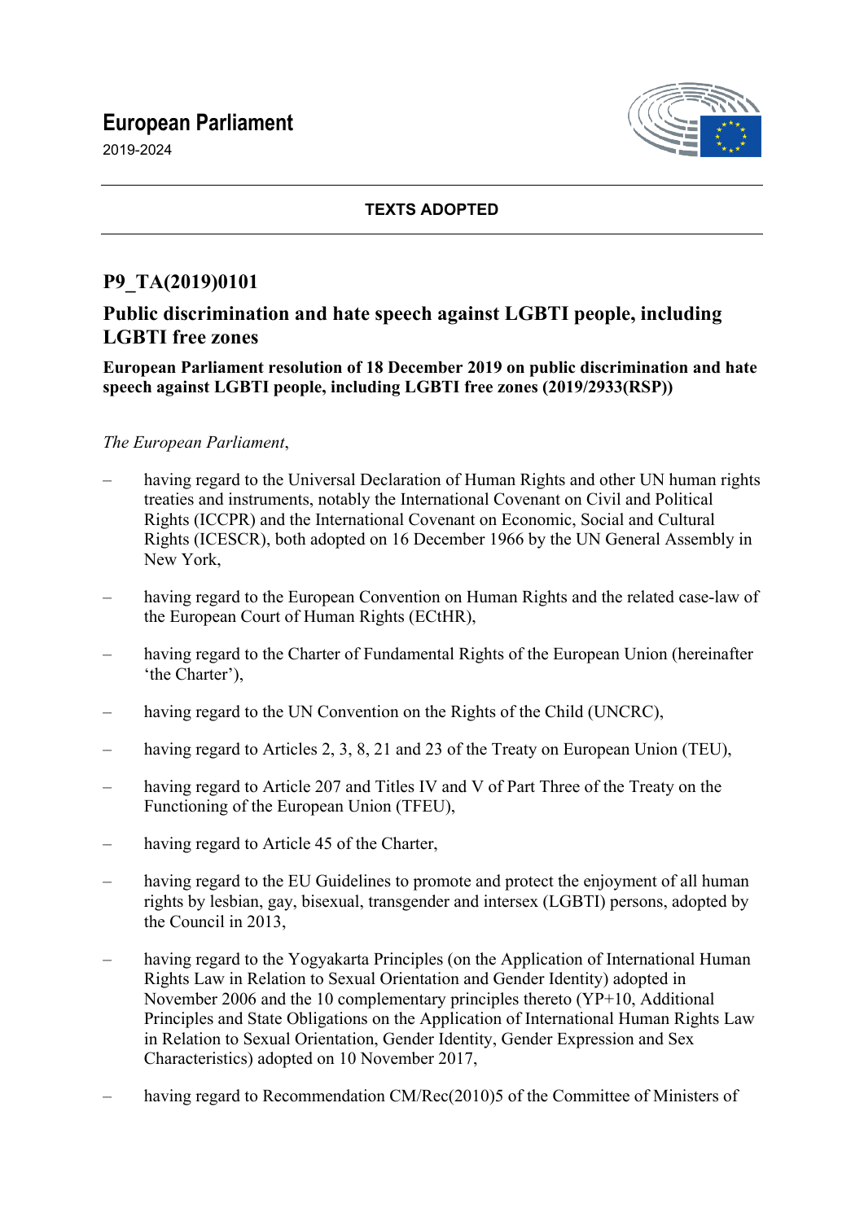# European Parliament

2019-2024

**TEXTS ADOPTED**

## P9_TA(2019)0101

## Public discrimination and hate speech against LGBTI people, including LGBTI free zones

**European Parliament resolution of 18 December 2019 on public discrimination and hate speech against LGBTI people, including LGBTI free zones (2019/2933(RSP))**

*The European Parliament*,

– having regard to the Universal Declaration of Human Rights and other UN human rights treaties and instruments, notably the International Covenant on Civil and Political Rights (ICCPR) and the International Covenant on Economic, Social and Cultural Rights (ICESCR), both adopted on 16 December 1966 by the UN General Assembly in New York,

– having regard to the European Convention on Human Rights and the related case-law of the European Court of Human Rights (ECtHR),

– having regard to the Charter of Fundamental Rights of the European Union (hereinafter 'the Charter'),

– having regard to the UN Convention on the Rights of the Child (UNCRC),

– having regard to Articles 2, 3, 8, 21 and 23 of the Treaty on European Union (TEU),

– having regard to Article 207 and Titles IV and V of Part Three of the Treaty on the Functioning of the European Union (TFEU),

– having regard to Article 45 of the Charter,

– having regard to the EU Guidelines to promote and protect the enjoyment of all human rights by lesbian, gay, bisexual, transgender and intersex (LGBTI) persons, adopted by the Council in 2013,

– having regard to the Yogyakarta Principles (on the Application of International Human Rights Law in Relation to Sexual Orientation and Gender Identity) adopted in November 2006 and the 10 complementary principles thereto (YP+10, Additional Principles and State Obligations on the Application of International Human Rights Law in Relation to Sexual Orientation, Gender Identity, Gender Expression and Sex Characteristics) adopted on 10 November 2017,

– having regard to Recommendation CM/Rec(2010)5 of the Committee of Ministers of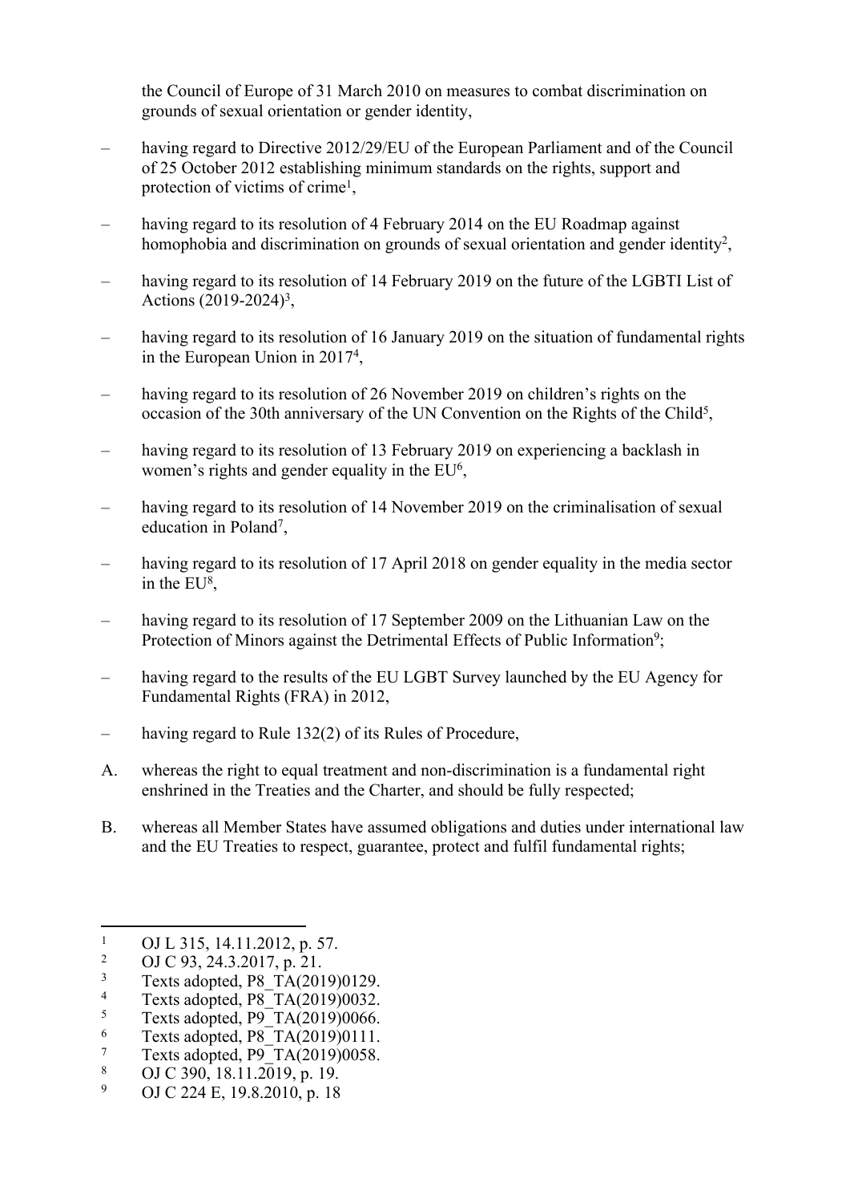the Council of Europe of 31 March 2010 on measures to combat discrimination on grounds of sexual orientation or gender identity,

– having regard to Directive 2012/29/EU of the European Parliament and of the Council of 25 October 2012 establishing minimum standards on the rights, support and protection of victims of crime[1],

– having regard to its resolution of 4 February 2014 on the EU Roadmap against homophobia and discrimination on grounds of sexual orientation and gender identity[2],

– having regard to its resolution of 14 February 2019 on the future of the LGBTI List of Actions (2019-2024)[3],

– having regard to its resolution of 16 January 2019 on the situation of fundamental rights in the European Union in 2017[4],

– having regard to its resolution of 26 November 2019 on children's rights on the occasion of the 30th anniversary of the UN Convention on the Rights of the Child[5],

– having regard to its resolution of 13 February 2019 on experiencing a backlash in women's rights and gender equality in the EU[6],

– having regard to its resolution of 14 November 2019 on the criminalisation of sexual education in Poland[7],

– having regard to its resolution of 17 April 2018 on gender equality in the media sector in the EU[8],

– having regard to its resolution of 17 September 2009 on the Lithuanian Law on the Protection of Minors against the Detrimental Effects of Public Information[9];

– having regard to the results of the EU LGBT Survey launched by the EU Agency for Fundamental Rights (FRA) in 2012,

– having regard to Rule 132(2) of its Rules of Procedure,

A. whereas the right to equal treatment and non-discrimination is a fundamental right enshrined in the Treaties and the Charter, and should be fully respected;

B. whereas all Member States have assumed obligations and duties under international law and the EU Treaties to respect, guarantee, protect and fulfil fundamental rights;

---

[1] OJ L 315, 14.11.2012, p. 57.
[2] OJ C 93, 24.3.2017, p. 21.
[3] Texts adopted, P8_TA(2019)0129.
[4] Texts adopted, P8_TA(2019)0032.
[5] Texts adopted, P9_TA(2019)0066.
[6] Texts adopted, P8_TA(2019)0111.
[7] Texts adopted, P9_TA(2019)0058.
[8] OJ C 390, 18.11.2019, p. 19.
[9] OJ C 224 E, 19.8.2010, p. 18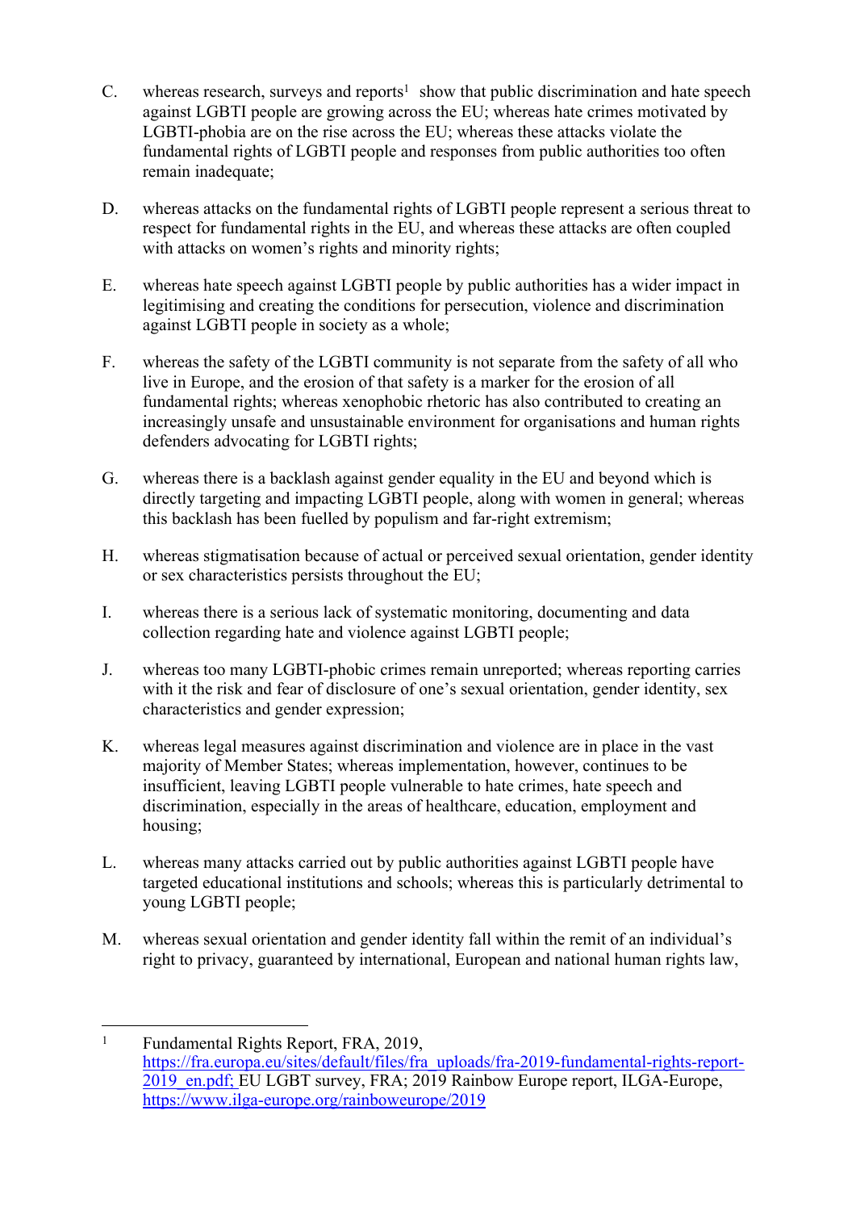C. whereas research, surveys and reports[1] show that public discrimination and hate speech against LGBTI people are growing across the EU; whereas hate crimes motivated by LGBTI-phobia are on the rise across the EU; whereas these attacks violate the fundamental rights of LGBTI people and responses from public authorities too often remain inadequate;

D. whereas attacks on the fundamental rights of LGBTI people represent a serious threat to respect for fundamental rights in the EU, and whereas these attacks are often coupled with attacks on women's rights and minority rights;

E. whereas hate speech against LGBTI people by public authorities has a wider impact in legitimising and creating the conditions for persecution, violence and discrimination against LGBTI people in society as a whole;

F. whereas the safety of the LGBTI community is not separate from the safety of all who live in Europe, and the erosion of that safety is a marker for the erosion of all fundamental rights; whereas xenophobic rhetoric has also contributed to creating an increasingly unsafe and unsustainable environment for organisations and human rights defenders advocating for LGBTI rights;

G. whereas there is a backlash against gender equality in the EU and beyond which is directly targeting and impacting LGBTI people, along with women in general; whereas this backlash has been fuelled by populism and far-right extremism;

H. whereas stigmatisation because of actual or perceived sexual orientation, gender identity or sex characteristics persists throughout the EU;

I. whereas there is a serious lack of systematic monitoring, documenting and data collection regarding hate and violence against LGBTI people;

J. whereas too many LGBTI-phobic crimes remain unreported; whereas reporting carries with it the risk and fear of disclosure of one's sexual orientation, gender identity, sex characteristics and gender expression;

K. whereas legal measures against discrimination and violence are in place in the vast majority of Member States; whereas implementation, however, continues to be insufficient, leaving LGBTI people vulnerable to hate crimes, hate speech and discrimination, especially in the areas of healthcare, education, employment and housing;

L. whereas many attacks carried out by public authorities against LGBTI people have targeted educational institutions and schools; whereas this is particularly detrimental to young LGBTI people;

M. whereas sexual orientation and gender identity fall within the remit of an individual's right to privacy, guaranteed by international, European and national human rights law,

---

[1] Fundamental Rights Report, FRA, 2019, https://fra.europa.eu/sites/default/files/fra_uploads/fra-2019-fundamental-rights-report-2019_en.pdf; EU LGBT survey, FRA; 2019 Rainbow Europe report, ILGA-Europe, https://www.ilga-europe.org/rainboweurope/2019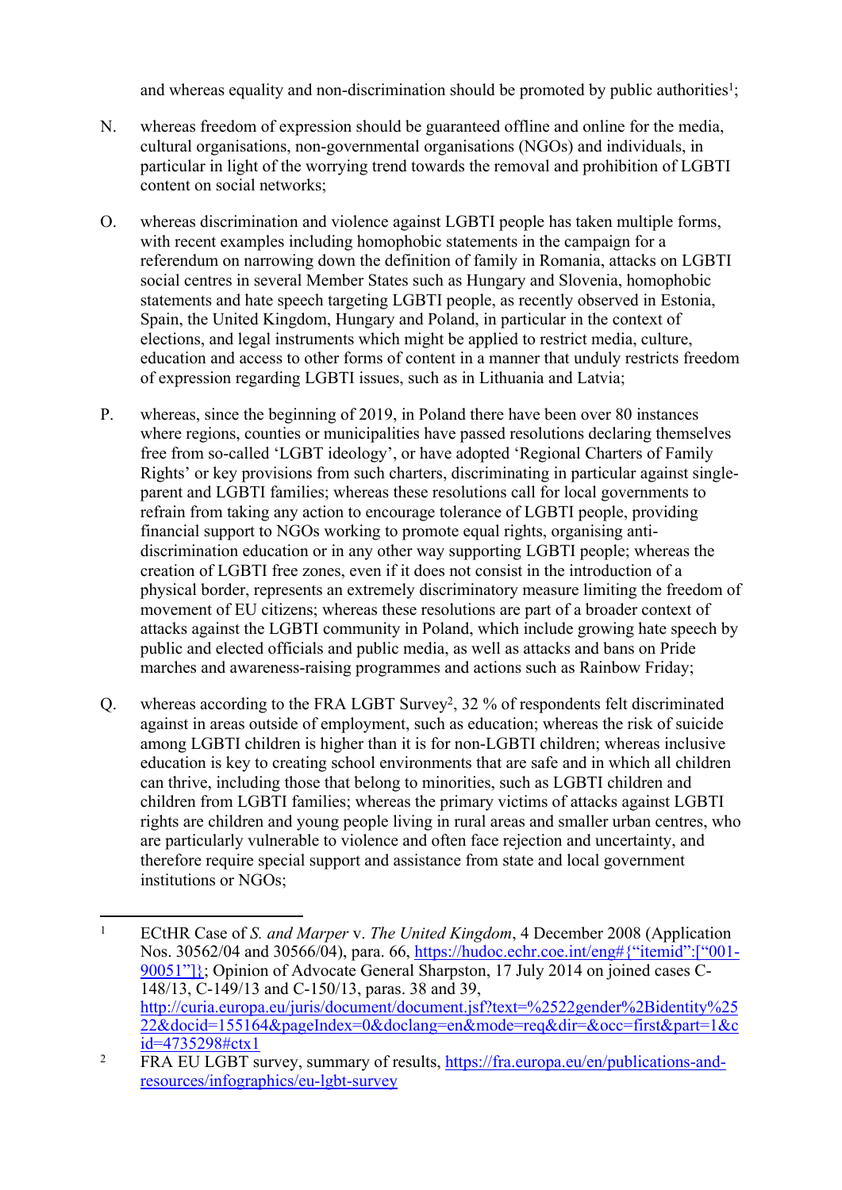and whereas equality and non-discrimination should be promoted by public authorities[1];

N. whereas freedom of expression should be guaranteed offline and online for the media, cultural organisations, non-governmental organisations (NGOs) and individuals, in particular in light of the worrying trend towards the removal and prohibition of LGBTI content on social networks;

O. whereas discrimination and violence against LGBTI people has taken multiple forms, with recent examples including homophobic statements in the campaign for a referendum on narrowing down the definition of family in Romania, attacks on LGBTI social centres in several Member States such as Hungary and Slovenia, homophobic statements and hate speech targeting LGBTI people, as recently observed in Estonia, Spain, the United Kingdom, Hungary and Poland, in particular in the context of elections, and legal instruments which might be applied to restrict media, culture, education and access to other forms of content in a manner that unduly restricts freedom of expression regarding LGBTI issues, such as in Lithuania and Latvia;

P. whereas, since the beginning of 2019, in Poland there have been over 80 instances where regions, counties or municipalities have passed resolutions declaring themselves free from so-called 'LGBT ideology', or have adopted 'Regional Charters of Family Rights' or key provisions from such charters, discriminating in particular against single-parent and LGBTI families; whereas these resolutions call for local governments to refrain from taking any action to encourage tolerance of LGBTI people, providing financial support to NGOs working to promote equal rights, organising anti-discrimination education or in any other way supporting LGBTI people; whereas the creation of LGBTI free zones, even if it does not consist in the introduction of a physical border, represents an extremely discriminatory measure limiting the freedom of movement of EU citizens; whereas these resolutions are part of a broader context of attacks against the LGBTI community in Poland, which include growing hate speech by public and elected officials and public media, as well as attacks and bans on Pride marches and awareness-raising programmes and actions such as Rainbow Friday;

Q. whereas according to the FRA LGBT Survey[2], 32 % of respondents felt discriminated against in areas outside of employment, such as education; whereas the risk of suicide among LGBTI children is higher than it is for non-LGBTI children; whereas inclusive education is key to creating school environments that are safe and in which all children can thrive, including those that belong to minorities, such as LGBTI children and children from LGBTI families; whereas the primary victims of attacks against LGBTI rights are children and young people living in rural areas and smaller urban centres, who are particularly vulnerable to violence and often face rejection and uncertainty, and therefore require special support and assistance from state and local government institutions or NGOs;

---

[1] ECtHR Case of *S. and Marper* v. *The United Kingdom*, 4 December 2008 (Application Nos. 30562/04 and 30566/04), para. 66, https://hudoc.echr.coe.int/eng#{"itemid":["001-90051"]}; Opinion of Advocate General Sharpston, 17 July 2014 on joined cases C-148/13, C-149/13 and C-150/13, paras. 38 and 39, http://curia.europa.eu/juris/document/document.jsf?text=%2522gender%2Bidentity%2522&docid=155164&pageIndex=0&doclang=en&mode=req&dir=&occ=first&part=1&cid=4735298#ctx1

[2] FRA EU LGBT survey, summary of results, https://fra.europa.eu/en/publications-and-resources/infographics/eu-lgbt-survey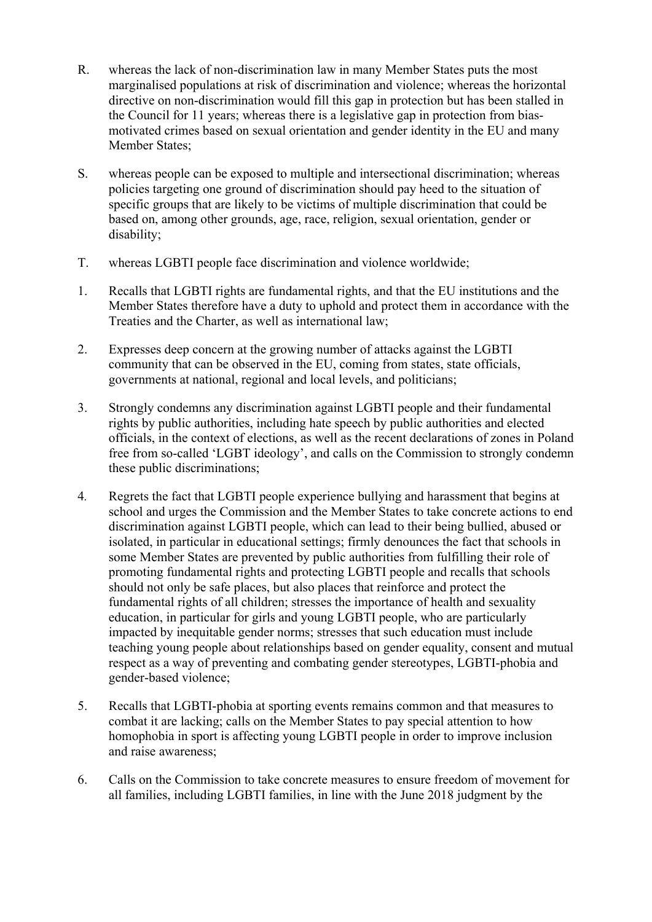R. whereas the lack of non-discrimination law in many Member States puts the most marginalised populations at risk of discrimination and violence; whereas the horizontal directive on non-discrimination would fill this gap in protection but has been stalled in the Council for 11 years; whereas there is a legislative gap in protection from bias-motivated crimes based on sexual orientation and gender identity in the EU and many Member States;

S. whereas people can be exposed to multiple and intersectional discrimination; whereas policies targeting one ground of discrimination should pay heed to the situation of specific groups that are likely to be victims of multiple discrimination that could be based on, among other grounds, age, race, religion, sexual orientation, gender or disability;

T. whereas LGBTI people face discrimination and violence worldwide;

1. Recalls that LGBTI rights are fundamental rights, and that the EU institutions and the Member States therefore have a duty to uphold and protect them in accordance with the Treaties and the Charter, as well as international law;

2. Expresses deep concern at the growing number of attacks against the LGBTI community that can be observed in the EU, coming from states, state officials, governments at national, regional and local levels, and politicians;

3. Strongly condemns any discrimination against LGBTI people and their fundamental rights by public authorities, including hate speech by public authorities and elected officials, in the context of elections, as well as the recent declarations of zones in Poland free from so-called 'LGBT ideology', and calls on the Commission to strongly condemn these public discriminations;

4. Regrets the fact that LGBTI people experience bullying and harassment that begins at school and urges the Commission and the Member States to take concrete actions to end discrimination against LGBTI people, which can lead to their being bullied, abused or isolated, in particular in educational settings; firmly denounces the fact that schools in some Member States are prevented by public authorities from fulfilling their role of promoting fundamental rights and protecting LGBTI people and recalls that schools should not only be safe places, but also places that reinforce and protect the fundamental rights of all children; stresses the importance of health and sexuality education, in particular for girls and young LGBTI people, who are particularly impacted by inequitable gender norms; stresses that such education must include teaching young people about relationships based on gender equality, consent and mutual respect as a way of preventing and combating gender stereotypes, LGBTI-phobia and gender-based violence;

5. Recalls that LGBTI-phobia at sporting events remains common and that measures to combat it are lacking; calls on the Member States to pay special attention to how homophobia in sport is affecting young LGBTI people in order to improve inclusion and raise awareness;

6. Calls on the Commission to take concrete measures to ensure freedom of movement for all families, including LGBTI families, in line with the June 2018 judgment by the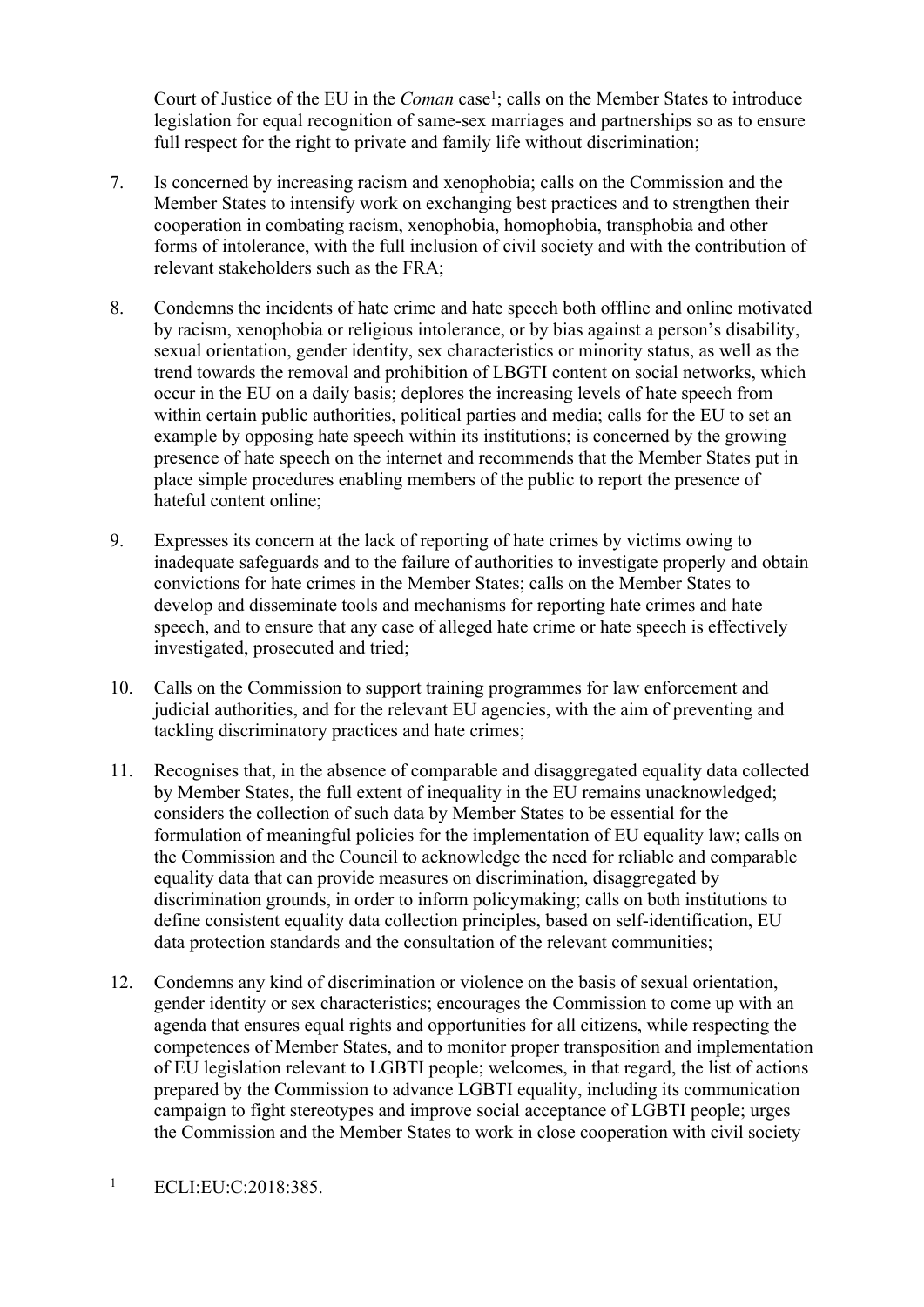Court of Justice of the EU in the *Coman* case[1]; calls on the Member States to introduce legislation for equal recognition of same-sex marriages and partnerships so as to ensure full respect for the right to private and family life without discrimination;

7. Is concerned by increasing racism and xenophobia; calls on the Commission and the Member States to intensify work on exchanging best practices and to strengthen their cooperation in combating racism, xenophobia, homophobia, transphobia and other forms of intolerance, with the full inclusion of civil society and with the contribution of relevant stakeholders such as the FRA;

8. Condemns the incidents of hate crime and hate speech both offline and online motivated by racism, xenophobia or religious intolerance, or by bias against a person's disability, sexual orientation, gender identity, sex characteristics or minority status, as well as the trend towards the removal and prohibition of LBGTI content on social networks, which occur in the EU on a daily basis; deplores the increasing levels of hate speech from within certain public authorities, political parties and media; calls for the EU to set an example by opposing hate speech within its institutions; is concerned by the growing presence of hate speech on the internet and recommends that the Member States put in place simple procedures enabling members of the public to report the presence of hateful content online;

9. Expresses its concern at the lack of reporting of hate crimes by victims owing to inadequate safeguards and to the failure of authorities to investigate properly and obtain convictions for hate crimes in the Member States; calls on the Member States to develop and disseminate tools and mechanisms for reporting hate crimes and hate speech, and to ensure that any case of alleged hate crime or hate speech is effectively investigated, prosecuted and tried;

10. Calls on the Commission to support training programmes for law enforcement and judicial authorities, and for the relevant EU agencies, with the aim of preventing and tackling discriminatory practices and hate crimes;

11. Recognises that, in the absence of comparable and disaggregated equality data collected by Member States, the full extent of inequality in the EU remains unacknowledged; considers the collection of such data by Member States to be essential for the formulation of meaningful policies for the implementation of EU equality law; calls on the Commission and the Council to acknowledge the need for reliable and comparable equality data that can provide measures on discrimination, disaggregated by discrimination grounds, in order to inform policymaking; calls on both institutions to define consistent equality data collection principles, based on self-identification, EU data protection standards and the consultation of the relevant communities;

12. Condemns any kind of discrimination or violence on the basis of sexual orientation, gender identity or sex characteristics; encourages the Commission to come up with an agenda that ensures equal rights and opportunities for all citizens, while respecting the competences of Member States, and to monitor proper transposition and implementation of EU legislation relevant to LGBTI people; welcomes, in that regard, the list of actions prepared by the Commission to advance LGBTI equality, including its communication campaign to fight stereotypes and improve social acceptance of LGBTI people; urges the Commission and the Member States to work in close cooperation with civil society

---

[1] ECLI:EU:C:2018:385.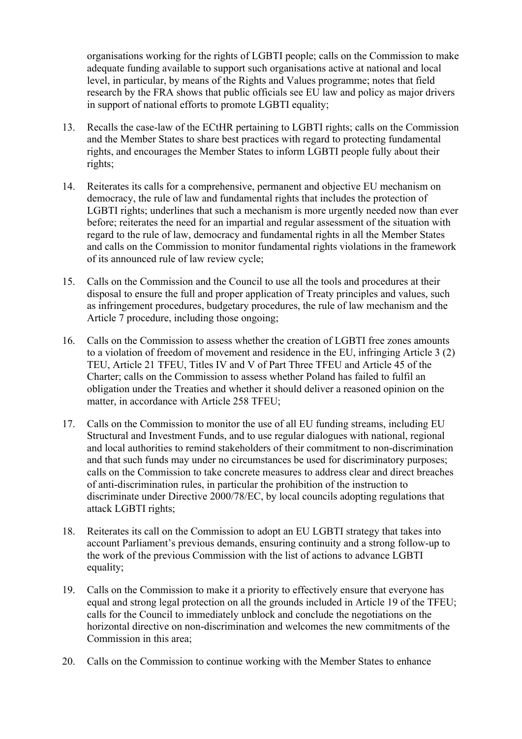organisations working for the rights of LGBTI people; calls on the Commission to make adequate funding available to support such organisations active at national and local level, in particular, by means of the Rights and Values programme; notes that field research by the FRA shows that public officials see EU law and policy as major drivers in support of national efforts to promote LGBTI equality;

13. Recalls the case-law of the ECtHR pertaining to LGBTI rights; calls on the Commission and the Member States to share best practices with regard to protecting fundamental rights, and encourages the Member States to inform LGBTI people fully about their rights;

14. Reiterates its calls for a comprehensive, permanent and objective EU mechanism on democracy, the rule of law and fundamental rights that includes the protection of LGBTI rights; underlines that such a mechanism is more urgently needed now than ever before; reiterates the need for an impartial and regular assessment of the situation with regard to the rule of law, democracy and fundamental rights in all the Member States and calls on the Commission to monitor fundamental rights violations in the framework of its announced rule of law review cycle;

15. Calls on the Commission and the Council to use all the tools and procedures at their disposal to ensure the full and proper application of Treaty principles and values, such as infringement procedures, budgetary procedures, the rule of law mechanism and the Article 7 procedure, including those ongoing;

16. Calls on the Commission to assess whether the creation of LGBTI free zones amounts to a violation of freedom of movement and residence in the EU, infringing Article 3 (2) TEU, Article 21 TFEU, Titles IV and V of Part Three TFEU and Article 45 of the Charter; calls on the Commission to assess whether Poland has failed to fulfil an obligation under the Treaties and whether it should deliver a reasoned opinion on the matter, in accordance with Article 258 TFEU;

17. Calls on the Commission to monitor the use of all EU funding streams, including EU Structural and Investment Funds, and to use regular dialogues with national, regional and local authorities to remind stakeholders of their commitment to non-discrimination and that such funds may under no circumstances be used for discriminatory purposes; calls on the Commission to take concrete measures to address clear and direct breaches of anti-discrimination rules, in particular the prohibition of the instruction to discriminate under Directive 2000/78/EC, by local councils adopting regulations that attack LGBTI rights;

18. Reiterates its call on the Commission to adopt an EU LGBTI strategy that takes into account Parliament's previous demands, ensuring continuity and a strong follow-up to the work of the previous Commission with the list of actions to advance LGBTI equality;

19. Calls on the Commission to make it a priority to effectively ensure that everyone has equal and strong legal protection on all the grounds included in Article 19 of the TFEU; calls for the Council to immediately unblock and conclude the negotiations on the horizontal directive on non-discrimination and welcomes the new commitments of the Commission in this area;

20. Calls on the Commission to continue working with the Member States to enhance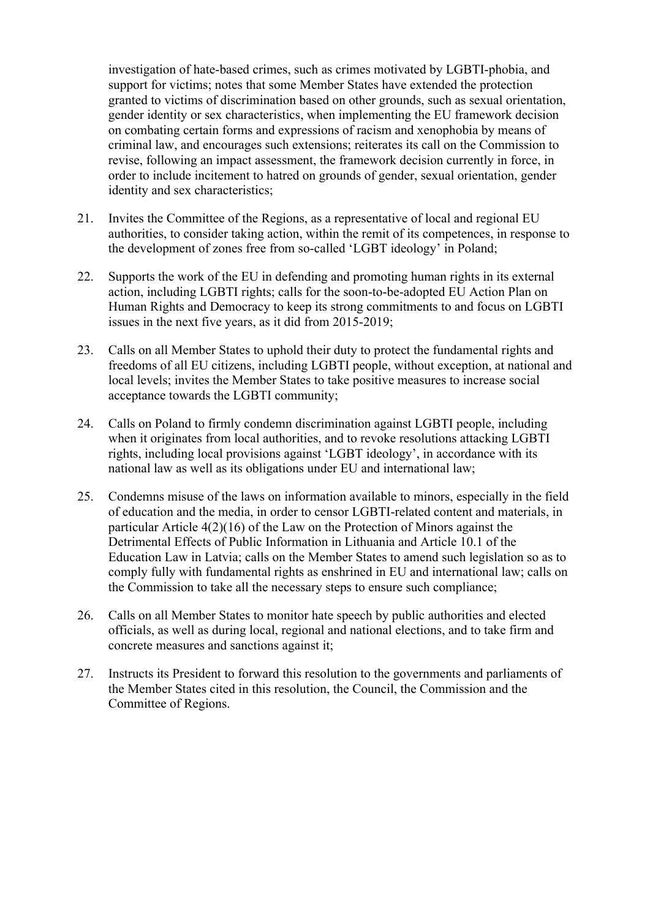investigation of hate-based crimes, such as crimes motivated by LGBTI-phobia, and support for victims; notes that some Member States have extended the protection granted to victims of discrimination based on other grounds, such as sexual orientation, gender identity or sex characteristics, when implementing the EU framework decision on combating certain forms and expressions of racism and xenophobia by means of criminal law, and encourages such extensions; reiterates its call on the Commission to revise, following an impact assessment, the framework decision currently in force, in order to include incitement to hatred on grounds of gender, sexual orientation, gender identity and sex characteristics;

21. Invites the Committee of the Regions, as a representative of local and regional EU authorities, to consider taking action, within the remit of its competences, in response to the development of zones free from so-called 'LGBT ideology' in Poland;

22. Supports the work of the EU in defending and promoting human rights in its external action, including LGBTI rights; calls for the soon-to-be-adopted EU Action Plan on Human Rights and Democracy to keep its strong commitments to and focus on LGBTI issues in the next five years, as it did from 2015-2019;

23. Calls on all Member States to uphold their duty to protect the fundamental rights and freedoms of all EU citizens, including LGBTI people, without exception, at national and local levels; invites the Member States to take positive measures to increase social acceptance towards the LGBTI community;

24. Calls on Poland to firmly condemn discrimination against LGBTI people, including when it originates from local authorities, and to revoke resolutions attacking LGBTI rights, including local provisions against 'LGBT ideology', in accordance with its national law as well as its obligations under EU and international law;

25. Condemns misuse of the laws on information available to minors, especially in the field of education and the media, in order to censor LGBTI-related content and materials, in particular Article 4(2)(16) of the Law on the Protection of Minors against the Detrimental Effects of Public Information in Lithuania and Article 10.1 of the Education Law in Latvia; calls on the Member States to amend such legislation so as to comply fully with fundamental rights as enshrined in EU and international law; calls on the Commission to take all the necessary steps to ensure such compliance;

26. Calls on all Member States to monitor hate speech by public authorities and elected officials, as well as during local, regional and national elections, and to take firm and concrete measures and sanctions against it;

27. Instructs its President to forward this resolution to the governments and parliaments of the Member States cited in this resolution, the Council, the Commission and the Committee of Regions.